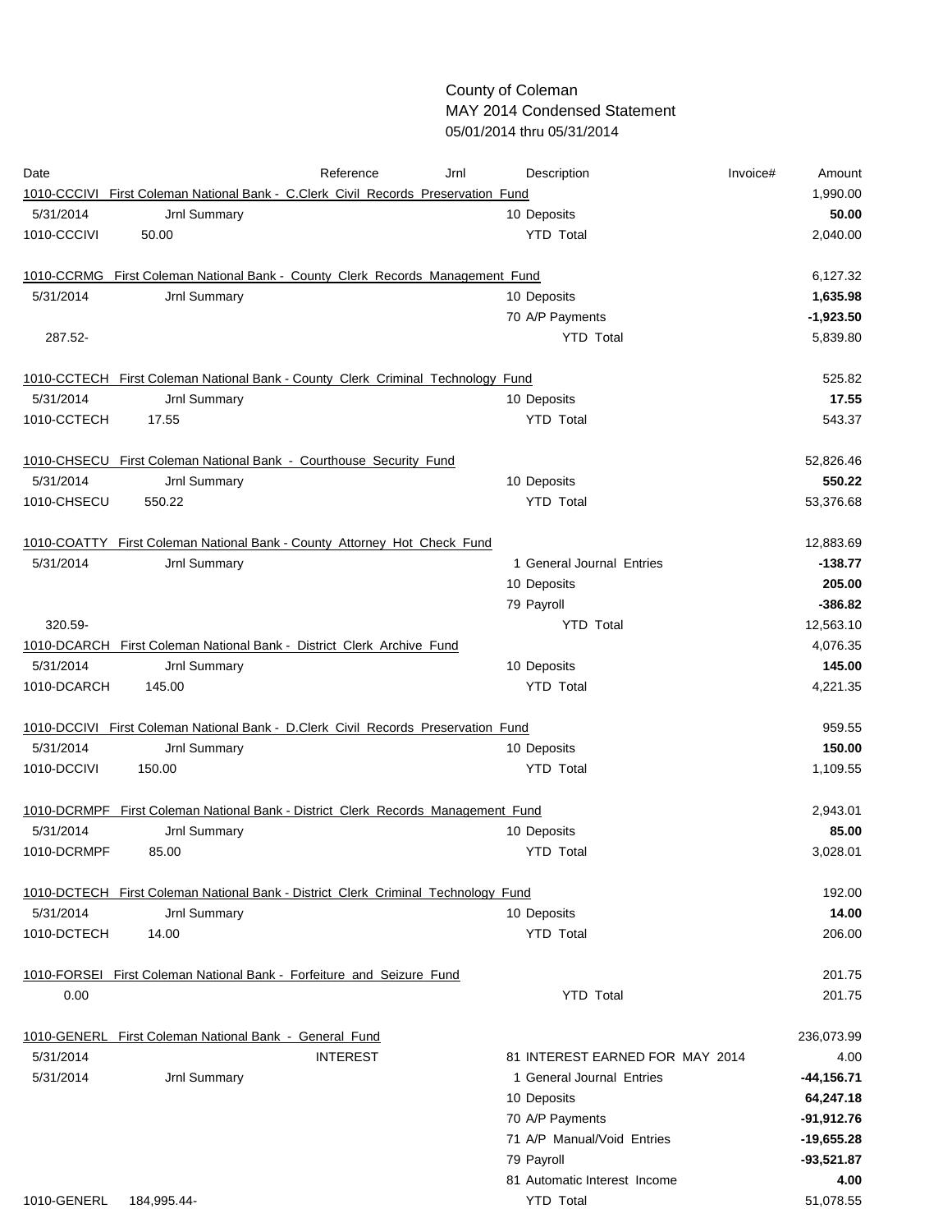County of Coleman
MAY 2014 Condensed Statement
05/01/2014 thru 05/31/2014

| Date | | Reference | Jrnl | Description | Invoice# | Amount |
|---|---|---|---|---|---|---|
| 1010-CCCIVI First Coleman National Bank - C.Clerk Civil Records Preservation Fund | | | | | | 1,990.00 |
| 5/31/2014 | Jrnl Summary | | | 10 Deposits | | **50.00** |
| 1010-CCCIVI | 50.00 | | | YTD Total | | 2,040.00 |
| 1010-CCRMG First Coleman National Bank - County Clerk Records Management Fund | | | | | | 6,127.32 |
| 5/31/2014 | Jrnl Summary | | | 10 Deposits | | **1,635.98** |
| | | | | 70 A/P Payments | | **-1,923.50** |
| 287.52- | | | | YTD Total | | 5,839.80 |
| 1010-CCTECH First Coleman National Bank - County Clerk Criminal Technology Fund | | | | | | 525.82 |
| 5/31/2014 | Jrnl Summary | | | 10 Deposits | | **17.55** |
| 1010-CCTECH | 17.55 | | | YTD Total | | 543.37 |
| 1010-CHSECU First Coleman National Bank - Courthouse Security Fund | | | | | | 52,826.46 |
| 5/31/2014 | Jrnl Summary | | | 10 Deposits | | **550.22** |
| 1010-CHSECU | 550.22 | | | YTD Total | | 53,376.68 |
| 1010-COATTY First Coleman National Bank - County Attorney Hot Check Fund | | | | | | 12,883.69 |
| 5/31/2014 | Jrnl Summary | | | 1 General Journal Entries | | **-138.77** |
| | | | | 10 Deposits | | **205.00** |
| | | | | 79 Payroll | | **-386.82** |
| 320.59- | | | | YTD Total | | 12,563.10 |
| 1010-DCARCH First Coleman National Bank - District Clerk Archive Fund | | | | | | 4,076.35 |
| 5/31/2014 | Jrnl Summary | | | 10 Deposits | | **145.00** |
| 1010-DCARCH | 145.00 | | | YTD Total | | 4,221.35 |
| 1010-DCCIVI First Coleman National Bank - D.Clerk Civil Records Preservation Fund | | | | | | 959.55 |
| 5/31/2014 | Jrnl Summary | | | 10 Deposits | | **150.00** |
| 1010-DCCIVI | 150.00 | | | YTD Total | | 1,109.55 |
| 1010-DCRMPF First Coleman National Bank - District Clerk Records Management Fund | | | | | | 2,943.01 |
| 5/31/2014 | Jrnl Summary | | | 10 Deposits | | **85.00** |
| 1010-DCRMPF | 85.00 | | | YTD Total | | 3,028.01 |
| 1010-DCTECH First Coleman National Bank - District Clerk Criminal Technology Fund | | | | | | 192.00 |
| 5/31/2014 | Jrnl Summary | | | 10 Deposits | | **14.00** |
| 1010-DCTECH | 14.00 | | | YTD Total | | 206.00 |
| 1010-FORSEI First Coleman National Bank - Forfeiture and Seizure Fund | | | | | | 201.75 |
| 0.00 | | | | YTD Total | | 201.75 |
| 1010-GENERL First Coleman National Bank - General Fund | | | | | | 236,073.99 |
| 5/31/2014 | | INTEREST | | 81 INTEREST EARNED FOR MAY 2014 | | 4.00 |
| 5/31/2014 | Jrnl Summary | | | 1 General Journal Entries | | **-44,156.71** |
| | | | | 10 Deposits | | **64,247.18** |
| | | | | 70 A/P Payments | | **-91,912.76** |
| | | | | 71 A/P Manual/Void Entries | | **-19,655.28** |
| | | | | 79 Payroll | | **-93,521.87** |
| | | | | 81 Automatic Interest Income | | **4.00** |
| 1010-GENERL | 184,995.44- | | | YTD Total | | 51,078.55 |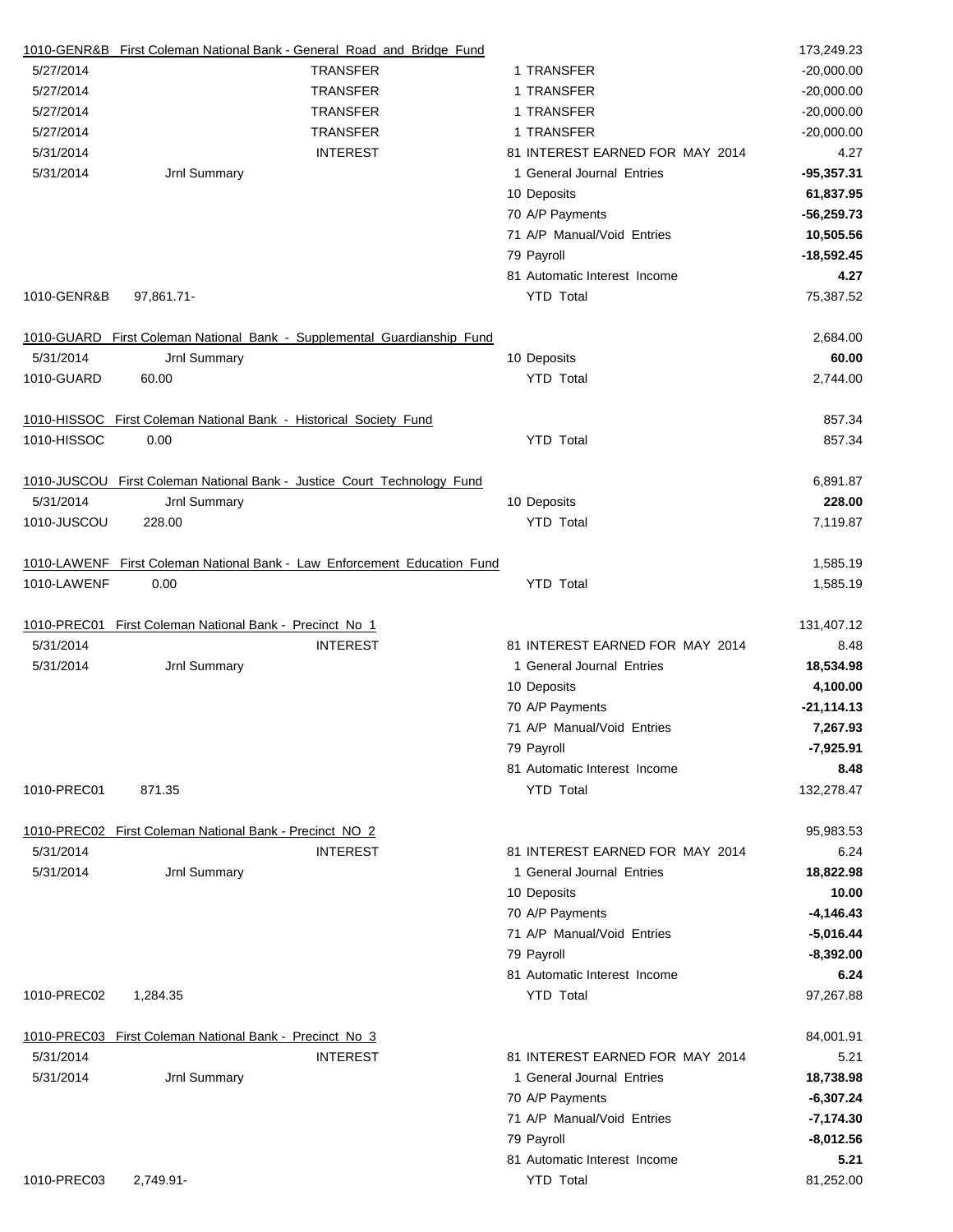| | | | | |
|---|---|---|---|---|
| 1010-GENR&B First Coleman National Bank - General Road and Bridge Fund | | | | 173,249.23 |
| 5/27/2014 | | TRANSFER | 1 TRANSFER | -20,000.00 |
| 5/27/2014 | | TRANSFER | 1 TRANSFER | -20,000.00 |
| 5/27/2014 | | TRANSFER | 1 TRANSFER | -20,000.00 |
| 5/27/2014 | | TRANSFER | 1 TRANSFER | -20,000.00 |
| 5/31/2014 | | INTEREST | 81 INTEREST EARNED FOR MAY 2014 | 4.27 |
| 5/31/2014 | Jrnl Summary | | 1 General Journal Entries | **-95,357.31** |
| | | | 10 Deposits | **61,837.95** |
| | | | 70 A/P Payments | **-56,259.73** |
| | | | 71 A/P Manual/Void Entries | **10,505.56** |
| | | | 79 Payroll | **-18,592.45** |
| | | | 81 Automatic Interest Income | **4.27** |
| 1010-GENR&B | 97,861.71- | | YTD Total | 75,387.52 |
| | | | | |
| 1010-GUARD First Coleman National Bank - Supplemental Guardianship Fund | | | | 2,684.00 |
| 5/31/2014 | Jrnl Summary | | 10 Deposits | **60.00** |
| 1010-GUARD | 60.00 | | YTD Total | 2,744.00 |
| | | | | |
| 1010-HISSOC First Coleman National Bank - Historical Society Fund | | | | 857.34 |
| 1010-HISSOC | 0.00 | | YTD Total | 857.34 |
| | | | | |
| 1010-JUSCOU First Coleman National Bank - Justice Court Technology Fund | | | | 6,891.87 |
| 5/31/2014 | Jrnl Summary | | 10 Deposits | **228.00** |
| 1010-JUSCOU | 228.00 | | YTD Total | 7,119.87 |
| | | | | |
| 1010-LAWENF First Coleman National Bank - Law Enforcement Education Fund | | | | 1,585.19 |
| 1010-LAWENF | 0.00 | | YTD Total | 1,585.19 |
| | | | | |
| 1010-PREC01 First Coleman National Bank - Precinct No 1 | | | | 131,407.12 |
| 5/31/2014 | | INTEREST | 81 INTEREST EARNED FOR MAY 2014 | 8.48 |
| 5/31/2014 | Jrnl Summary | | 1 General Journal Entries | **18,534.98** |
| | | | 10 Deposits | **4,100.00** |
| | | | 70 A/P Payments | **-21,114.13** |
| | | | 71 A/P Manual/Void Entries | **7,267.93** |
| | | | 79 Payroll | **-7,925.91** |
| | | | 81 Automatic Interest Income | **8.48** |
| 1010-PREC01 | 871.35 | | YTD Total | 132,278.47 |
| | | | | |
| 1010-PREC02 First Coleman National Bank - Precinct NO 2 | | | | 95,983.53 |
| 5/31/2014 | | INTEREST | 81 INTEREST EARNED FOR MAY 2014 | 6.24 |
| 5/31/2014 | Jrnl Summary | | 1 General Journal Entries | **18,822.98** |
| | | | 10 Deposits | **10.00** |
| | | | 70 A/P Payments | **-4,146.43** |
| | | | 71 A/P Manual/Void Entries | **-5,016.44** |
| | | | 79 Payroll | **-8,392.00** |
| | | | 81 Automatic Interest Income | **6.24** |
| 1010-PREC02 | 1,284.35 | | YTD Total | 97,267.88 |
| | | | | |
| 1010-PREC03 First Coleman National Bank - Precinct No 3 | | | | 84,001.91 |
| 5/31/2014 | | INTEREST | 81 INTEREST EARNED FOR MAY 2014 | 5.21 |
| 5/31/2014 | Jrnl Summary | | 1 General Journal Entries | **18,738.98** |
| | | | 70 A/P Payments | **-6,307.24** |
| | | | 71 A/P Manual/Void Entries | **-7,174.30** |
| | | | 79 Payroll | **-8,012.56** |
| | | | 81 Automatic Interest Income | **5.21** |
| 1010-PREC03 | 2,749.91- | | YTD Total | 81,252.00 |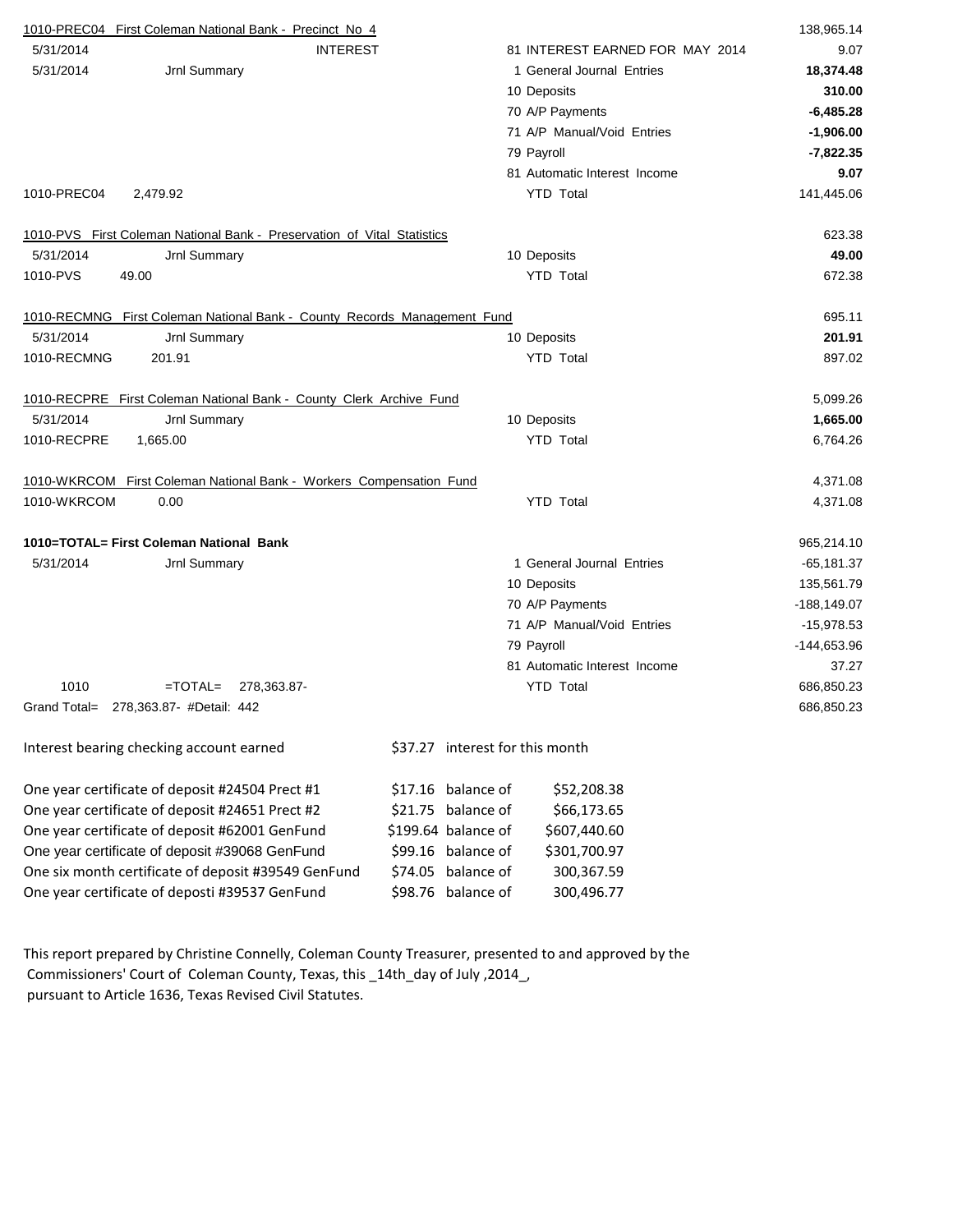| | | | | |
|---|---|---|---|---|
| 1010-PREC04 First Coleman National Bank - Precinct No 4 | | | | 138,965.14 |
| 5/31/2014 | | INTEREST | 81 INTEREST EARNED FOR MAY 2014 | 9.07 |
| 5/31/2014 | Jrnl Summary | | 1 General Journal Entries | **18,374.48** |
| | | | 10 Deposits | **310.00** |
| | | | 70 A/P Payments | **-6,485.28** |
| | | | 71 A/P Manual/Void Entries | **-1,906.00** |
| | | | 79 Payroll | **-7,822.35** |
| | | | 81 Automatic Interest Income | **9.07** |
| 1010-PREC04 | 2,479.92 | | YTD Total | 141,445.06 |
| | | | | |
| 1010-PVS First Coleman National Bank - Preservation of Vital Statistics | | | | 623.38 |
| 5/31/2014 | Jrnl Summary | | 10 Deposits | **49.00** |
| 1010-PVS | 49.00 | | YTD Total | 672.38 |
| | | | | |
| 1010-RECMNG First Coleman National Bank - County Records Management Fund | | | | 695.11 |
| 5/31/2014 | Jrnl Summary | | 10 Deposits | **201.91** |
| 1010-RECMNG | 201.91 | | YTD Total | 897.02 |
| | | | | |
| 1010-RECPRE First Coleman National Bank - County Clerk Archive Fund | | | | 5,099.26 |
| 5/31/2014 | Jrnl Summary | | 10 Deposits | **1,665.00** |
| 1010-RECPRE | 1,665.00 | | YTD Total | 6,764.26 |
| | | | | |
| 1010-WKRCOM First Coleman National Bank - Workers Compensation Fund | | | | 4,371.08 |
| 1010-WKRCOM | 0.00 | | YTD Total | 4,371.08 |
| | | | | |
| **1010=TOTAL= First Coleman National Bank** | | | | 965,214.10 |
| 5/31/2014 | Jrnl Summary | | 1 General Journal Entries | -65,181.37 |
| | | | 10 Deposits | 135,561.79 |
| | | | 70 A/P Payments | -188,149.07 |
| | | | 71 A/P Manual/Void Entries | -15,978.53 |
| | | | 79 Payroll | -144,653.96 |
| | | | 81 Automatic Interest Income | 37.27 |
| 1010 | =TOTAL= 278,363.87- | | YTD Total | 686,850.23 |
| Grand Total= 278,363.87- #Detail: 442 | | | | 686,850.23 |

Interest bearing checking account earned $37.27 interest for this month

| | | | |
|---|---|---|---|
| One year certificate of deposit #24504 Prect #1 | $17.16 | balance of | $52,208.38 |
| One year certificate of deposit #24651 Prect #2 | $21.75 | balance of | $66,173.65 |
| One year certificate of deposit #62001 GenFund | $199.64 | balance of | $607,440.60 |
| One year certificate of deposit #39068 GenFund | $99.16 | balance of | $301,700.97 |
| One six month certificate of deposit #39549 GenFund | $74.05 | balance of | 300,367.59 |
| One year certificate of deposti #39537 GenFund | $98.76 | balance of | 300,496.77 |

This report prepared by Christine Connelly, Coleman County Treasurer, presented to and approved by the Commissioners' Court of Coleman County, Texas, this _14th_day of July ,2014_, pursuant to Article 1636, Texas Revised Civil Statutes.